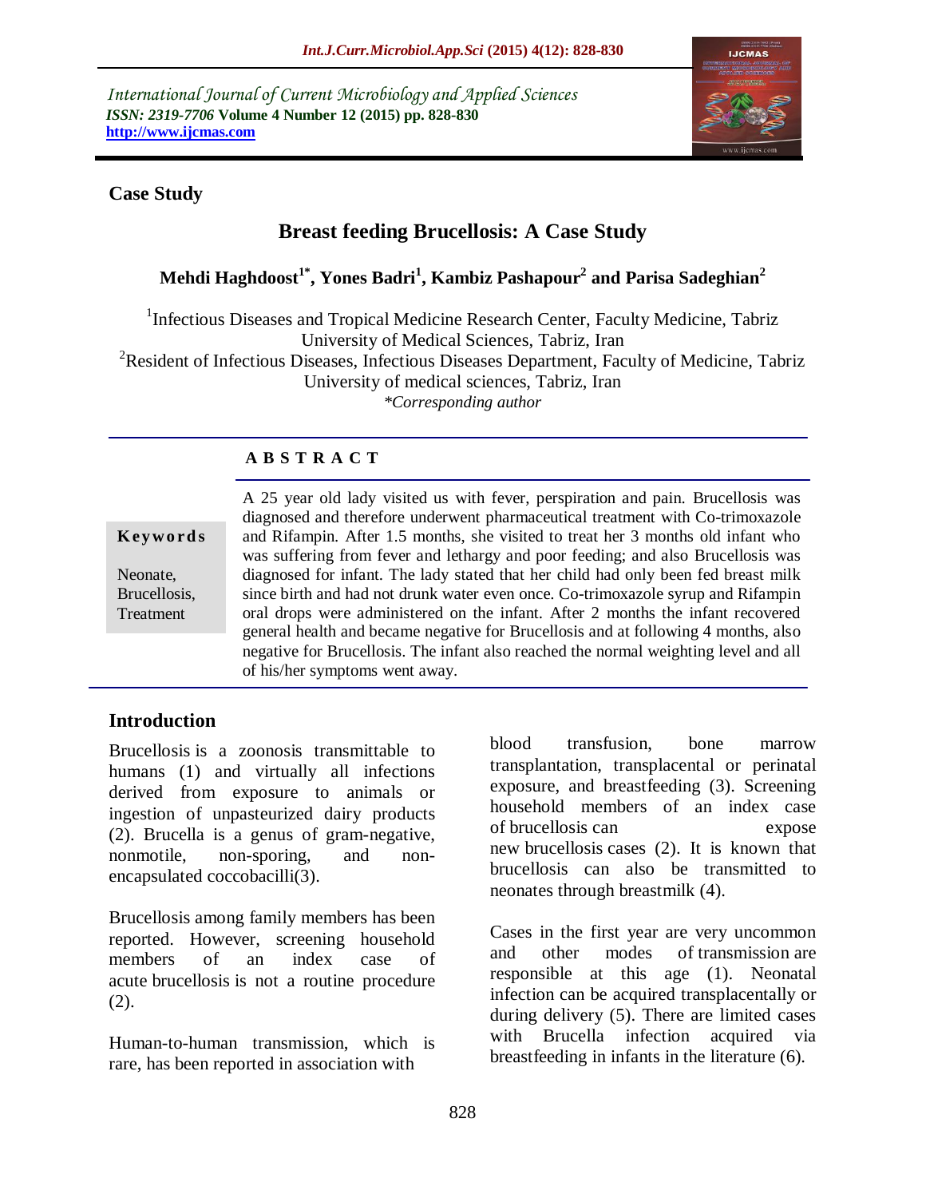International Journal of Current Microbiology and Applied Sciences
*ISSN: 2319-7706* **Volume 4 Number 12 (2015) pp. 828-830**
**http://www.ijcmas.com**

**Case Study**

# Breast feeding Brucellosis: A Case Study

**Mehdi Haghdoost[1*], Yones Badri[1], Kambiz Pashapour[2] and Parisa Sadeghian[2]**

[1]Infectious Diseases and Tropical Medicine Research Center, Faculty Medicine, Tabriz University of Medical Sciences, Tabriz, Iran
[2]Resident of Infectious Diseases, Infectious Diseases Department, Faculty of Medicine, Tabriz University of medical sciences, Tabriz, Iran
*\*Corresponding author*

## A B S T R A C T

**Keywords**

Neonate,
Brucellosis,
Treatment

A 25 year old lady visited us with fever, perspiration and pain. Brucellosis was diagnosed and therefore underwent pharmaceutical treatment with Co-trimoxazole and Rifampin. After 1.5 months, she visited to treat her 3 months old infant who was suffering from fever and lethargy and poor feeding; and also Brucellosis was diagnosed for infant. The lady stated that her child had only been fed breast milk since birth and had not drunk water even once. Co-trimoxazole syrup and Rifampin oral drops were administered on the infant. After 2 months the infant recovered general health and became negative for Brucellosis and at following 4 months, also negative for Brucellosis. The infant also reached the normal weighting level and all of his/her symptoms went away.

## Introduction

Brucellosis is a zoonosis transmittable to humans (1) and virtually all infections derived from exposure to animals or ingestion of unpasteurized dairy products (2). Brucella is a genus of gram-negative, nonmotile, non-sporing, and non-encapsulated coccobacilli(3).

Brucellosis among family members has been reported. However, screening household members of an index case of acute brucellosis is not a routine procedure (2).

Human-to-human transmission, which is rare, has been reported in association with blood transfusion, bone marrow transplantation, transplacental or perinatal exposure, and breastfeeding (3). Screening household members of an index case of brucellosis can expose new brucellosis cases (2). It is known that brucellosis can also be transmitted to neonates through breastmilk (4).

Cases in the first year are very uncommon and other modes of transmission are responsible at this age (1). Neonatal infection can be acquired transplacentally or during delivery (5). There are limited cases with Brucella infection acquired via breastfeeding in infants in the literature (6).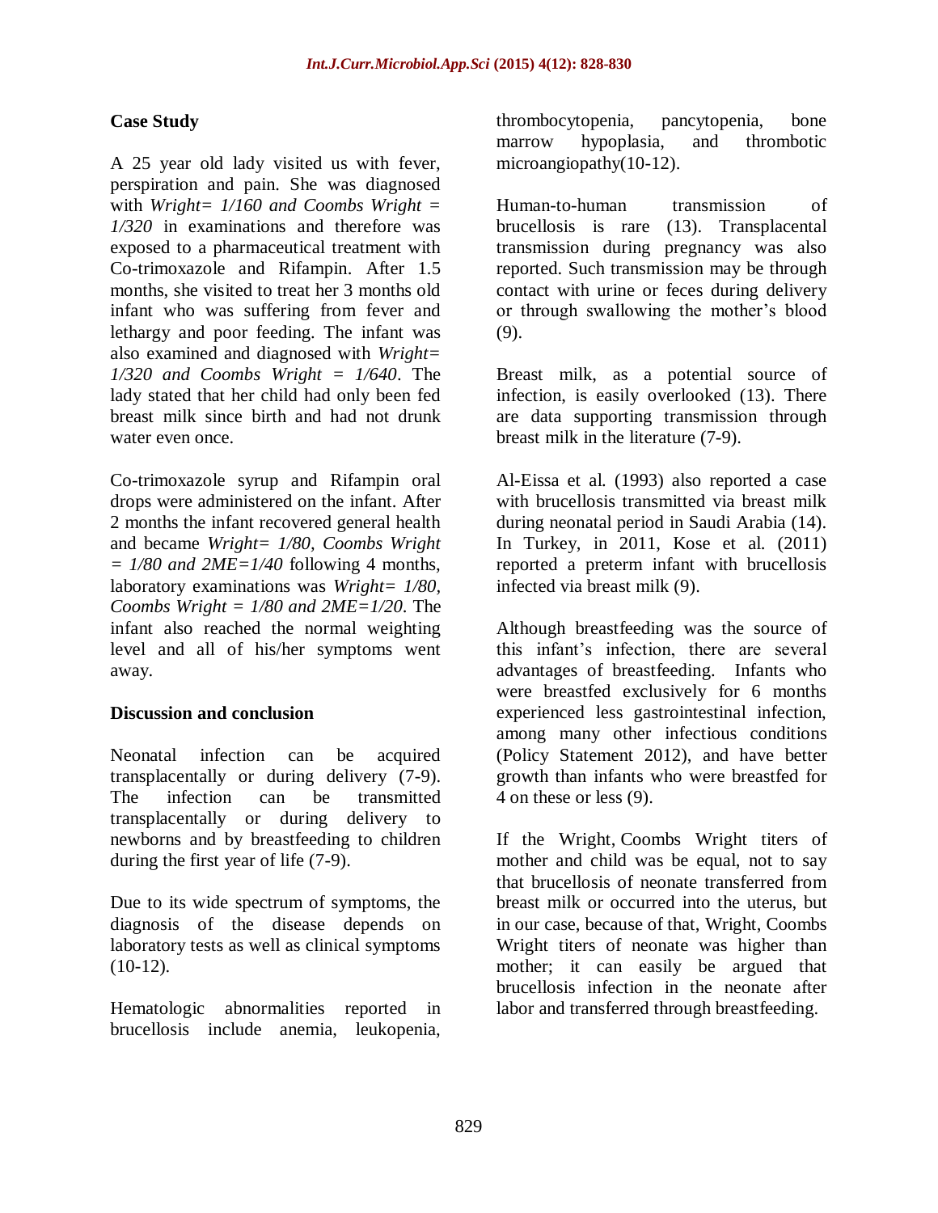## Case Study

A 25 year old lady visited us with fever, perspiration and pain. She was diagnosed with *Wright= 1/160 and Coombs Wright = 1/320* in examinations and therefore was exposed to a pharmaceutical treatment with Co-trimoxazole and Rifampin. After 1.5 months, she visited to treat her 3 months old infant who was suffering from fever and lethargy and poor feeding. The infant was also examined and diagnosed with *Wright= 1/320 and Coombs Wright = 1/640*. The lady stated that her child had only been fed breast milk since birth and had not drunk water even once.

Co-trimoxazole syrup and Rifampin oral drops were administered on the infant. After 2 months the infant recovered general health and became *Wright= 1/80, Coombs Wright = 1/80 and 2ME=1/40* following 4 months, laboratory examinations was *Wright= 1/80, Coombs Wright = 1/80 and 2ME=1/20*. The infant also reached the normal weighting level and all of his/her symptoms went away.

## Discussion and conclusion

Neonatal infection can be acquired transplacentally or during delivery (7-9). The infection can be transmitted transplacentally or during delivery to newborns and by breastfeeding to children during the first year of life (7-9).

Due to its wide spectrum of symptoms, the diagnosis of the disease depends on laboratory tests as well as clinical symptoms (10-12).

Hematologic abnormalities reported in brucellosis include anemia, leukopenia, thrombocytopenia, pancytopenia, bone marrow hypoplasia, and thrombotic microangiopathy(10-12).

Human-to-human transmission of brucellosis is rare (13). Transplacental transmission during pregnancy was also reported. Such transmission may be through contact with urine or feces during delivery or through swallowing the mother's blood (9).

Breast milk, as a potential source of infection, is easily overlooked (13). There are data supporting transmission through breast milk in the literature (7-9).

Al-Eissa et al. (1993) also reported a case with brucellosis transmitted via breast milk during neonatal period in Saudi Arabia (14). In Turkey, in 2011, Kose et al. (2011) reported a preterm infant with brucellosis infected via breast milk (9).

Although breastfeeding was the source of this infant's infection, there are several advantages of breastfeeding. Infants who were breastfed exclusively for 6 months experienced less gastrointestinal infection, among many other infectious conditions (Policy Statement 2012), and have better growth than infants who were breastfed for 4 on these or less (9).

If the Wright, Coombs Wright titers of mother and child was be equal, not to say that brucellosis of neonate transferred from breast milk or occurred into the uterus, but in our case, because of that, Wright, Coombs Wright titers of neonate was higher than mother; it can easily be argued that brucellosis infection in the neonate after labor and transferred through breastfeeding.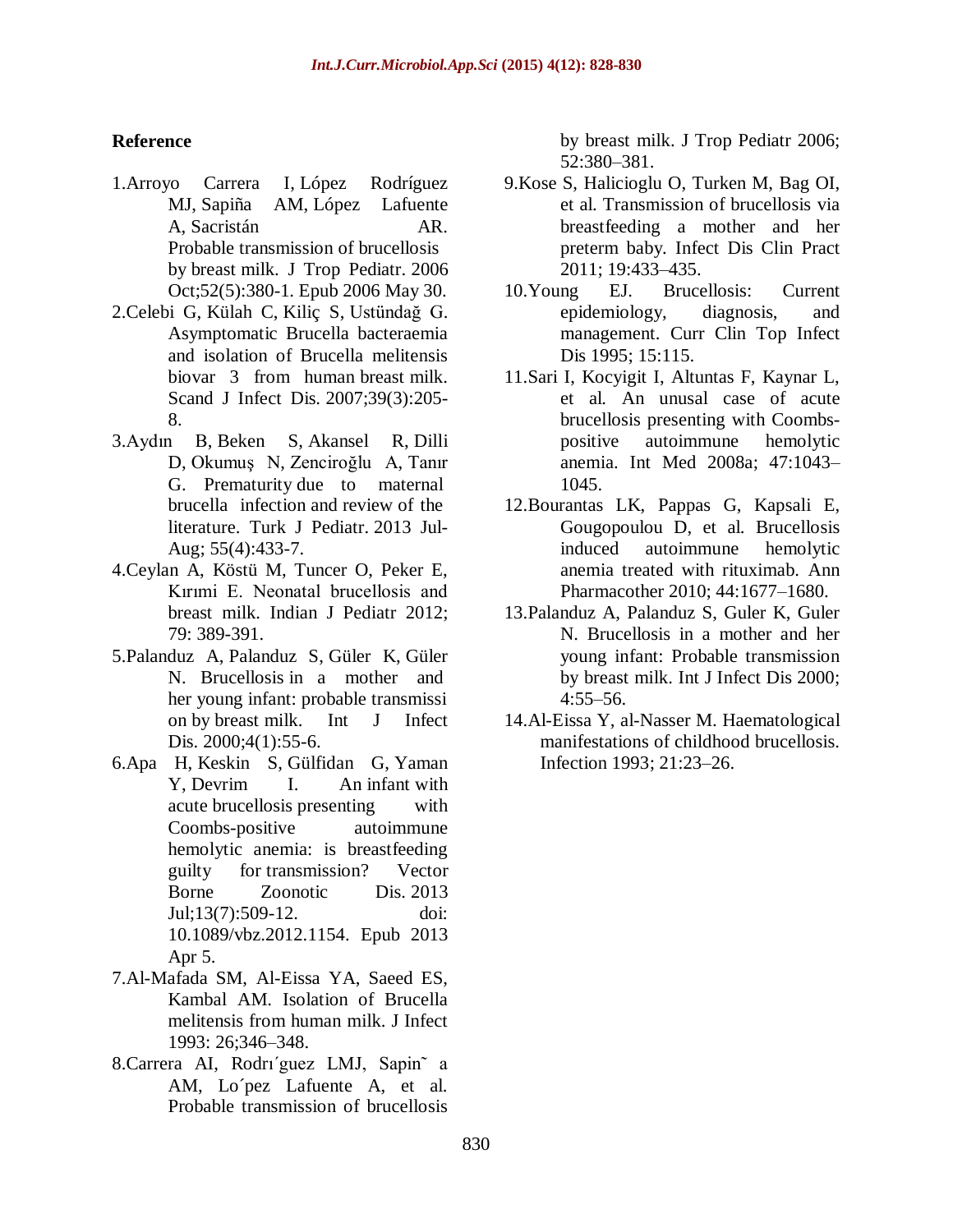## Reference

1. Arroyo Carrera I, López Rodríguez MJ, Sapiña AM, López Lafuente A, Sacristán AR. Probable transmission of brucellosis by breast milk. J Trop Pediatr. 2006 Oct;52(5):380-1. Epub 2006 May 30.
2. Celebi G, Külah C, Kiliç S, Ustündağ G. Asymptomatic Brucella bacteraemia and isolation of Brucella melitensis biovar 3 from human breast milk. Scand J Infect Dis. 2007;39(3):205-8.
3. Aydın B, Beken S, Akansel R, Dilli D, Okumuş N, Zenciroğlu A, Tanır G. Prematurity due to maternal brucella infection and review of the literature. Turk J Pediatr. 2013 Jul-Aug; 55(4):433-7.
4. Ceylan A, Köstü M, Tuncer O, Peker E, Kırımi E. Neonatal brucellosis and breast milk. Indian J Pediatr 2012; 79: 389-391.
5. Palanduz A, Palanduz S, Güler K, Güler N. Brucellosis in a mother and her young infant: probable transmissi on by breast milk. Int J Infect Dis. 2000;4(1):55-6.
6. Apa H, Keskin S, Gülfidan G, Yaman Y, Devrim I. An infant with acute brucellosis presenting with Coombs-positive autoimmune hemolytic anemia: is breastfeeding guilty for transmission? Vector Borne Zoonotic Dis. 2013 Jul;13(7):509-12. doi: 10.1089/vbz.2012.1154. Epub 2013 Apr 5.
7. Al-Mafada SM, Al-Eissa YA, Saeed ES, Kambal AM. Isolation of Brucella melitensis from human milk. J Infect 1993: 26;346–348.
8. Carrera AI, Rodrı´guez LMJ, Sapin˜ a AM, Lo´pez Lafuente A, et al. Probable transmission of brucellosis by breast milk. J Trop Pediatr 2006; 52:380–381.
9. Kose S, Halicioglu O, Turken M, Bag OI, et al. Transmission of brucellosis via breastfeeding a mother and her preterm baby. Infect Dis Clin Pract 2011; 19:433–435.
10. Young EJ. Brucellosis: Current epidemiology, diagnosis, and management. Curr Clin Top Infect Dis 1995; 15:115.
11. Sari I, Kocyigit I, Altuntas F, Kaynar L, et al. An unusal case of acute brucellosis presenting with Coombs-positive autoimmune hemolytic anemia. Int Med 2008a; 47:1043–1045.
12. Bourantas LK, Pappas G, Kapsali E, Gougopoulou D, et al. Brucellosis induced autoimmune hemolytic anemia treated with rituximab. Ann Pharmacother 2010; 44:1677–1680.
13. Palanduz A, Palanduz S, Guler K, Guler N. Brucellosis in a mother and her young infant: Probable transmission by breast milk. Int J Infect Dis 2000; 4:55–56.
14. Al-Eissa Y, al-Nasser M. Haematological manifestations of childhood brucellosis. Infection 1993; 21:23–26.